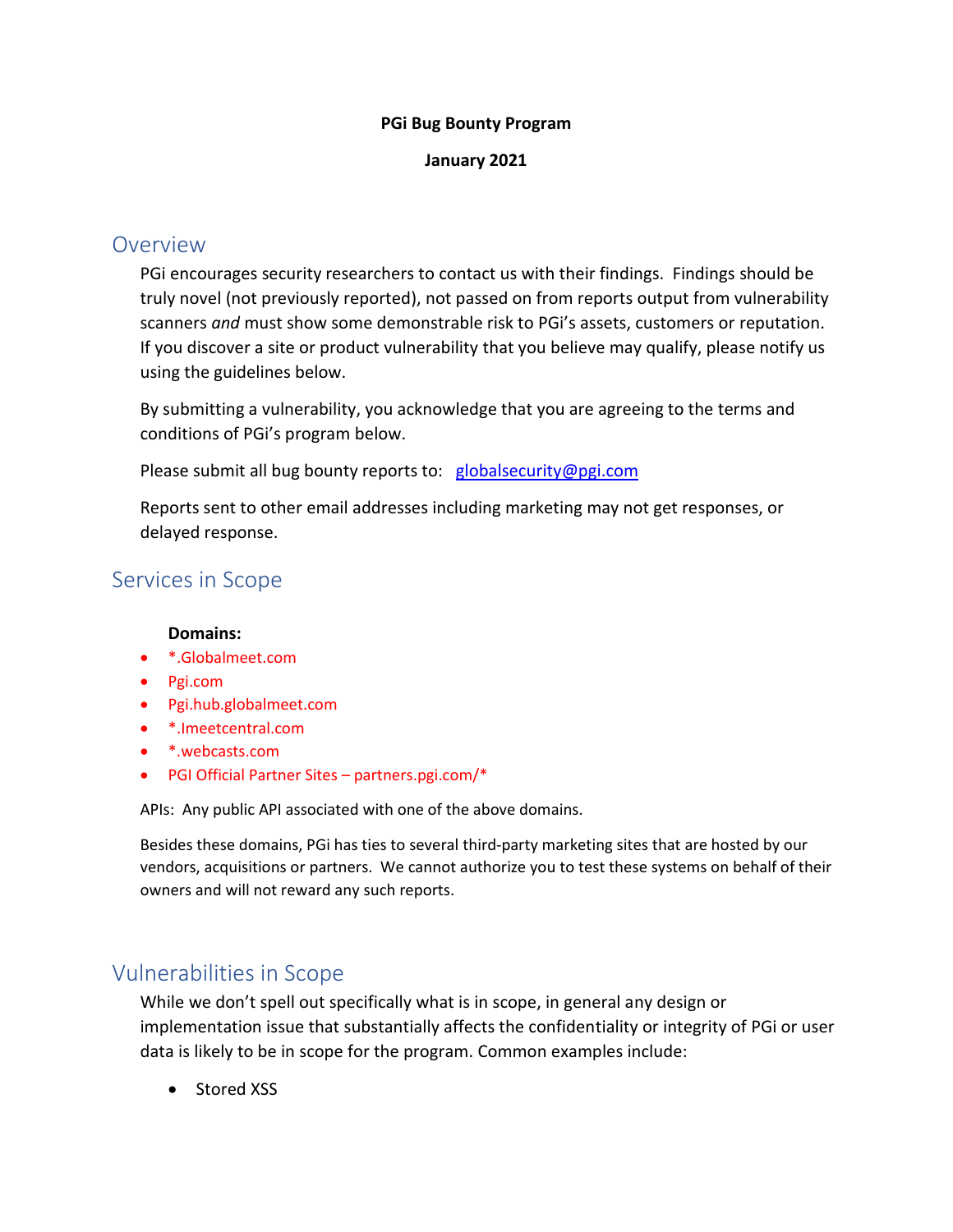**PGi Bug Bounty Program**

**January 2021**

## Overview

PGi encourages security researchers to contact us with their findings. Findings should be truly novel (not previously reported), not passed on from reports output from vulnerability scanners *and* must show some demonstrable risk to PGi's assets, customers or reputation. If you discover a site or product vulnerability that you believe may qualify, please notify us using the guidelines below.

By submitting a vulnerability, you acknowledge that you are agreeing to the terms and conditions of PGi's program below.

Please submit all bug bounty reports to: globalsecurity@pgi.com

Reports sent to other email addresses including marketing may not get responses, or delayed response.

## Services in Scope

**Domains:**

- *.Globalmeet.com
- Pgi.com
- Pgi.hub.globalmeet.com
- *.Imeetcentral.com
- *.webcasts.com
- PGI Official Partner Sites – partners.pgi.com/*

APIs: Any public API associated with one of the above domains.

Besides these domains, PGi has ties to several third-party marketing sites that are hosted by our vendors, acquisitions or partners. We cannot authorize you to test these systems on behalf of their owners and will not reward any such reports.

## Vulnerabilities in Scope

While we don't spell out specifically what is in scope, in general any design or implementation issue that substantially affects the confidentiality or integrity of PGi or user data is likely to be in scope for the program. Common examples include:

- Stored XSS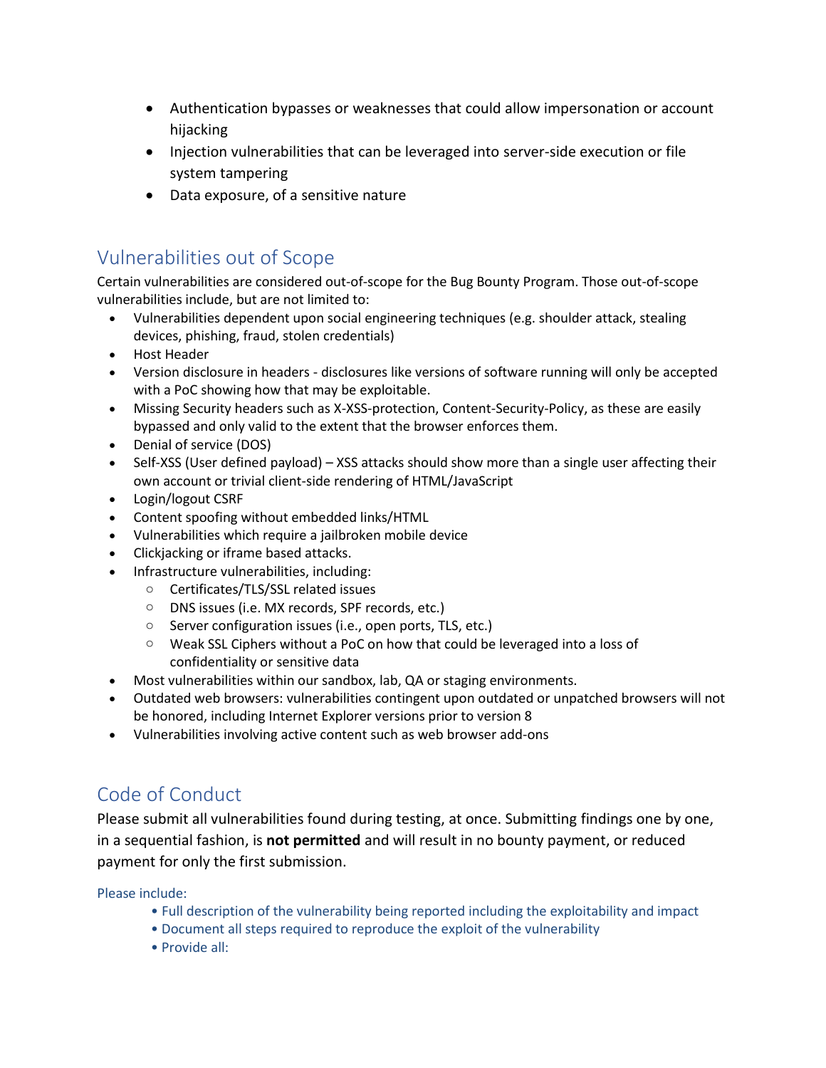- Authentication bypasses or weaknesses that could allow impersonation or account hijacking
- Injection vulnerabilities that can be leveraged into server-side execution or file system tampering
- Data exposure, of a sensitive nature

## Vulnerabilities out of Scope

Certain vulnerabilities are considered out-of-scope for the Bug Bounty Program. Those out-of-scope vulnerabilities include, but are not limited to:

- Vulnerabilities dependent upon social engineering techniques (e.g. shoulder attack, stealing devices, phishing, fraud, stolen credentials)
- Host Header
- Version disclosure in headers - disclosures like versions of software running will only be accepted with a PoC showing how that may be exploitable.
- Missing Security headers such as X-XSS-protection, Content-Security-Policy, as these are easily bypassed and only valid to the extent that the browser enforces them.
- Denial of service (DOS)
- Self-XSS (User defined payload) – XSS attacks should show more than a single user affecting their own account or trivial client-side rendering of HTML/JavaScript
- Login/logout CSRF
- Content spoofing without embedded links/HTML
- Vulnerabilities which require a jailbroken mobile device
- Clickjacking or iframe based attacks.
- Infrastructure vulnerabilities, including:
  - Certificates/TLS/SSL related issues
  - DNS issues (i.e. MX records, SPF records, etc.)
  - Server configuration issues (i.e., open ports, TLS, etc.)
  - Weak SSL Ciphers without a PoC on how that could be leveraged into a loss of confidentiality or sensitive data
- Most vulnerabilities within our sandbox, lab, QA or staging environments.
- Outdated web browsers: vulnerabilities contingent upon outdated or unpatched browsers will not be honored, including Internet Explorer versions prior to version 8
- Vulnerabilities involving active content such as web browser add-ons

## Code of Conduct

Please submit all vulnerabilities found during testing, at once. Submitting findings one by one, in a sequential fashion, is **not permitted** and will result in no bounty payment, or reduced payment for only the first submission.

Please include:

- Full description of the vulnerability being reported including the exploitability and impact
- Document all steps required to reproduce the exploit of the vulnerability
- Provide all: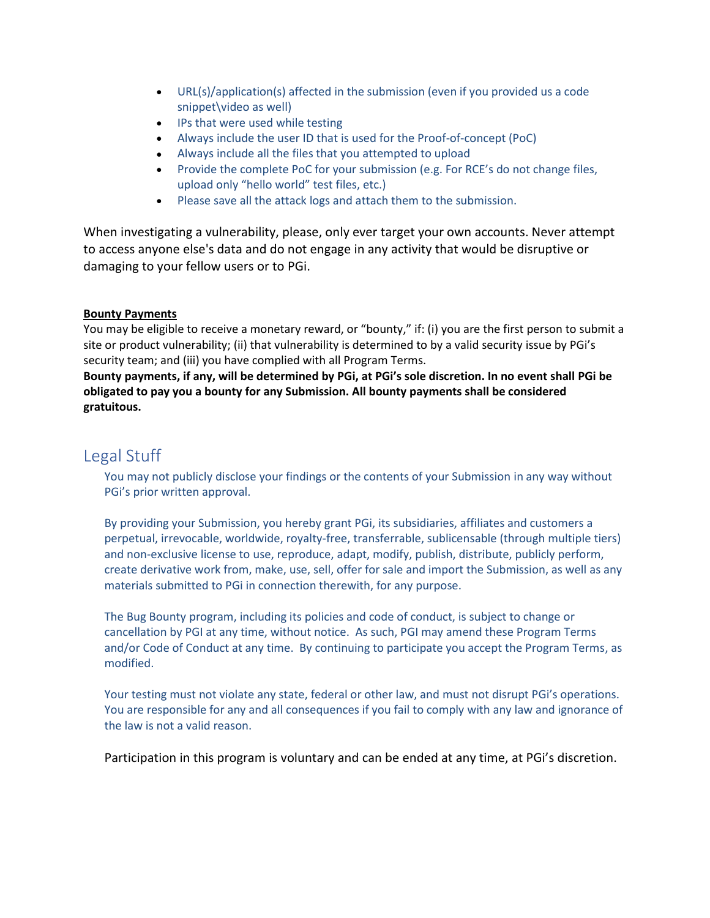- URL(s)/application(s) affected in the submission (even if you provided us a code snippet\video as well)
- IPs that were used while testing
- Always include the user ID that is used for the Proof-of-concept (PoC)
- Always include all the files that you attempted to upload
- Provide the complete PoC for your submission (e.g. For RCE's do not change files, upload only "hello world" test files, etc.)
- Please save all the attack logs and attach them to the submission.

When investigating a vulnerability, please, only ever target your own accounts. Never attempt to access anyone else's data and do not engage in any activity that would be disruptive or damaging to your fellow users or to PGi.

**Bounty Payments**

You may be eligible to receive a monetary reward, or "bounty," if: (i) you are the first person to submit a site or product vulnerability; (ii) that vulnerability is determined to by a valid security issue by PGi's security team; and (iii) you have complied with all Program Terms.

**Bounty payments, if any, will be determined by PGi, at PGi's sole discretion. In no event shall PGi be obligated to pay you a bounty for any Submission. All bounty payments shall be considered gratuitous.**

## Legal Stuff

You may not publicly disclose your findings or the contents of your Submission in any way without PGi's prior written approval.

By providing your Submission, you hereby grant PGi, its subsidiaries, affiliates and customers a perpetual, irrevocable, worldwide, royalty-free, transferrable, sublicensable (through multiple tiers) and non-exclusive license to use, reproduce, adapt, modify, publish, distribute, publicly perform, create derivative work from, make, use, sell, offer for sale and import the Submission, as well as any materials submitted to PGi in connection therewith, for any purpose.

The Bug Bounty program, including its policies and code of conduct, is subject to change or cancellation by PGI at any time, without notice. As such, PGI may amend these Program Terms and/or Code of Conduct at any time. By continuing to participate you accept the Program Terms, as modified.

Your testing must not violate any state, federal or other law, and must not disrupt PGi's operations. You are responsible for any and all consequences if you fail to comply with any law and ignorance of the law is not a valid reason.

Participation in this program is voluntary and can be ended at any time, at PGi's discretion.